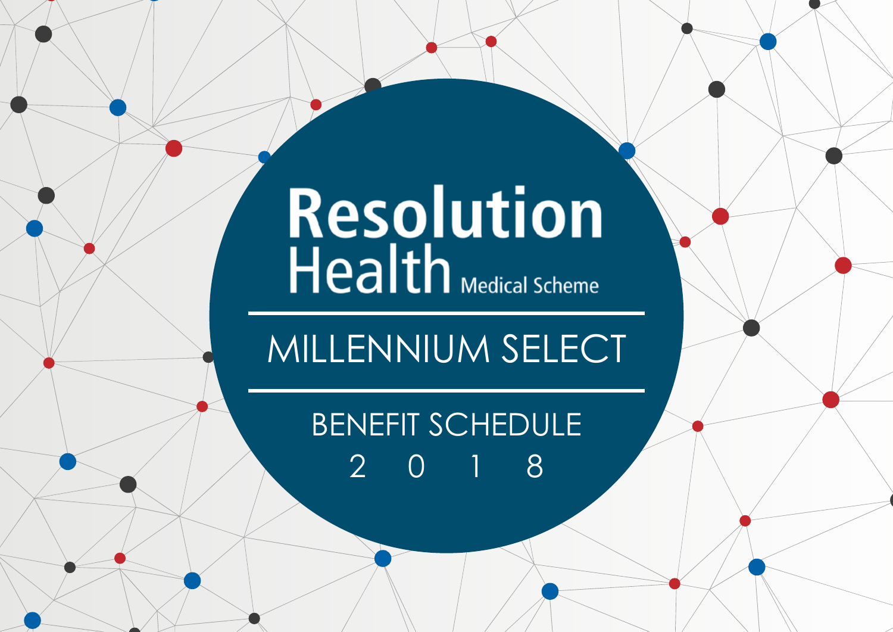# Resolution Health

Medical Scheme

## MILLENNIUM SELECT

BENEFIT SCHEDULE

2 0 1 8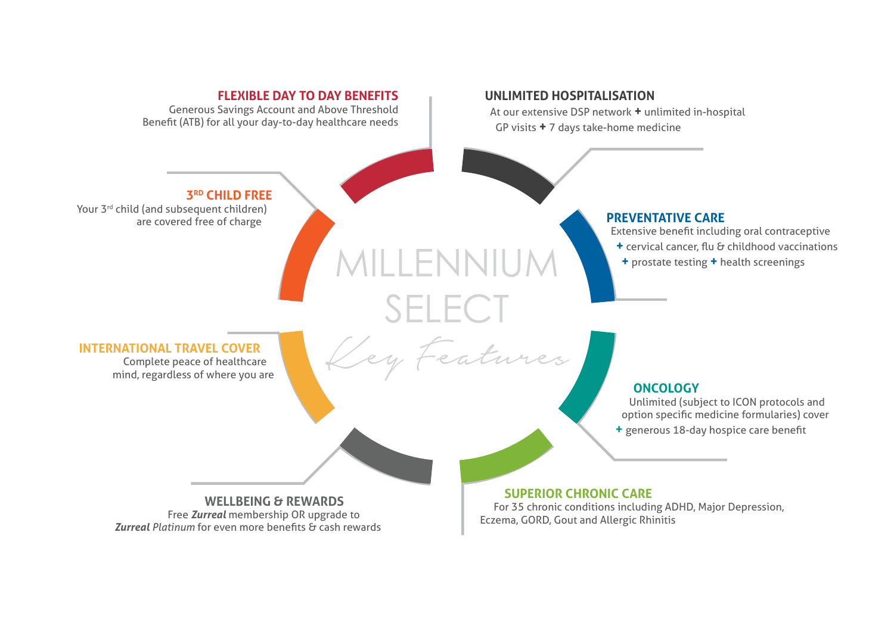# MILLENNIUM SELECT

*Key Features*

## FLEXIBLE DAY TO DAY BENEFITS

Generous Savings Account and Above Threshold Benefit (ATB) for all your day-to-day healthcare needs

## UNLIMITED HOSPITALISATION

At our extensive DSP network **+** unlimited in-hospital GP visits **+** 7 days take-home medicine

## 3RD CHILD FREE

Your 3rd child (and subsequent children) are covered free of charge

## PREVENTATIVE CARE

Extensive benefit including oral contraceptive **+** cervical cancer, flu & childhood vaccinations **+** prostate testing **+** health screenings

## INTERNATIONAL TRAVEL COVER

Complete peace of healthcare mind, regardless of where you are

## ONCOLOGY

Unlimited (subject to ICON protocols and option specific medicine formularies) cover **+** generous 18-day hospice care benefit

## WELLBEING & REWARDS

Free ***Zurreal*** membership OR upgrade to ***Zurreal*** *Platinum* for even more benefits & cash rewards

## SUPERIOR CHRONIC CARE

For 35 chronic conditions including ADHD, Major Depression, Eczema, GORD, Gout and Allergic Rhinitis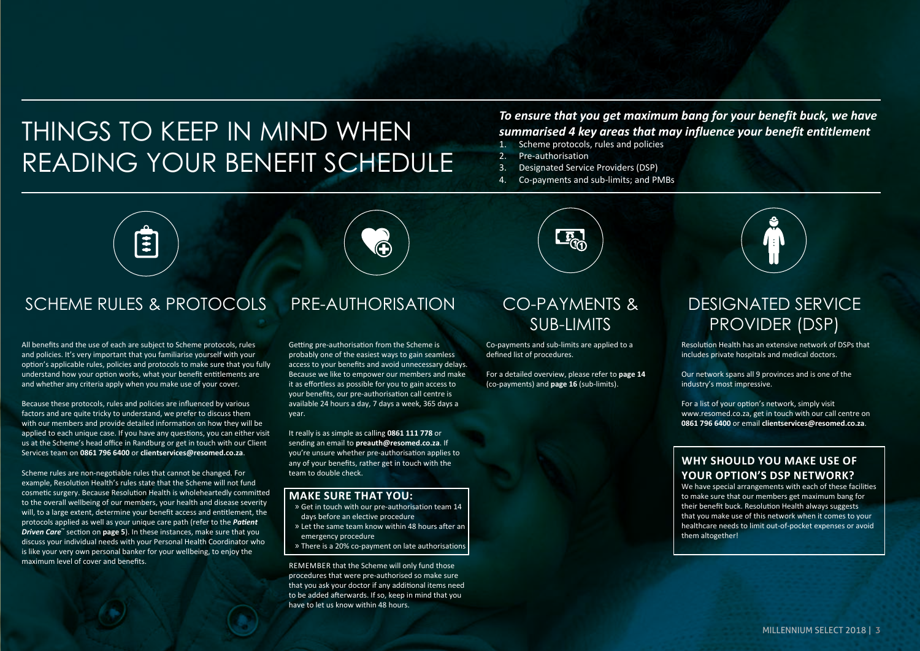# THINGS TO KEEP IN MIND WHEN READING YOUR BENEFIT SCHEDULE

***To ensure that you get maximum bang for your benefit buck, we have summarised 4 key areas that may influence your benefit entitlement***

1. Scheme protocols, rules and policies
2. Pre-authorisation
3. Designated Service Providers (DSP)
4. Co-payments and sub-limits; and PMBs

## SCHEME RULES & PROTOCOLS

All benefits and the use of each are subject to Scheme protocols, rules and policies. It's very important that you familiarise yourself with your option's applicable rules, policies and protocols to make sure that you fully understand how your option works, what your benefit entitlements are and whether any criteria apply when you make use of your cover.

Because these protocols, rules and policies are influenced by various factors and are quite tricky to understand, we prefer to discuss them with our members and provide detailed information on how they will be applied to each unique case. If you have any questions, you can either visit us at the Scheme's head office in Randburg or get in touch with our Client Services team on **0861 796 6400** or **clientservices@resomed.co.za**.

Scheme rules are non-negotiable rules that cannot be changed. For example, Resolution Health's rules state that the Scheme will not fund cosmetic surgery. Because Resolution Health is wholeheartedly committed to the overall wellbeing of our members, your health and disease severity will, to a large extent, determine your benefit access and entitlement, the protocols applied as well as your unique care path (refer to the ***Patient Driven Care***™ section on **page 5**). In these instances, make sure that you discuss your individual needs with your Personal Health Coordinator who is like your very own personal banker for your wellbeing, to enjoy the maximum level of cover and benefits.

## PRE-AUTHORISATION

Getting pre-authorisation from the Scheme is probably one of the easiest ways to gain seamless access to your benefits and avoid unnecessary delays. Because we like to empower our members and make it as effortless as possible for you to gain access to your benefits, our pre-authorisation call centre is available 24 hours a day, 7 days a week, 365 days a year.

It really is as simple as calling **0861 111 778** or sending an email to **preauth@resomed.co.za**. If you're unsure whether pre-authorisation applies to any of your benefits, rather get in touch with the team to double check.

### MAKE SURE THAT YOU:

- Get in touch with our pre-authorisation team 14 days before an elective procedure
- Let the same team know within 48 hours after an emergency procedure
- There is a 20% co-payment on late authorisations

REMEMBER that the Scheme will only fund those procedures that were pre-authorised so make sure that you ask your doctor if any additional items need to be added afterwards. If so, keep in mind that you have to let us know within 48 hours.

## CO-PAYMENTS & SUB-LIMITS

Co-payments and sub-limits are applied to a defined list of procedures.

For a detailed overview, please refer to **page 14** (co-payments) and **page 16** (sub-limits).

## DESIGNATED SERVICE PROVIDER (DSP)

Resolution Health has an extensive network of DSPs that includes private hospitals and medical doctors.

Our network spans all 9 provinces and is one of the industry's most impressive.

For a list of your option's network, simply visit www.resomed.co.za, get in touch with our call centre on **0861 796 6400** or email **clientservices@resomed.co.za**.

### WHY SHOULD YOU MAKE USE OF YOUR OPTION'S DSP NETWORK?

We have special arrangements with each of these facilities to make sure that our members get maximum bang for their benefit buck. Resolution Health always suggests that you make use of this network when it comes to your healthcare needs to limit out-of-pocket expenses or avoid them altogether!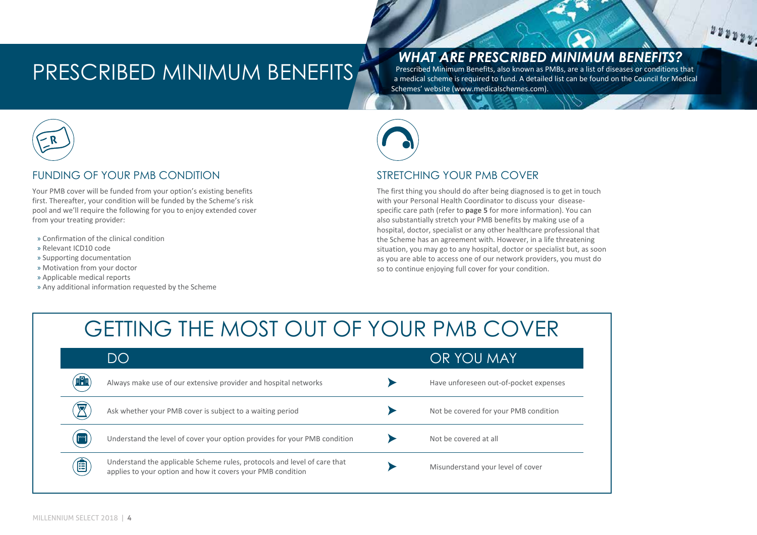# PRESCRIBED MINIMUM BENEFITS

## *WHAT ARE PRESCRIBED MINIMUM BENEFITS?*

Prescribed Minimum Benefits, also known as PMBs, are a list of diseases or conditions that a medical scheme is required to fund. A detailed list can be found on the Council for Medical Schemes' website (www.medicalschemes.com).

## FUNDING OF YOUR PMB CONDITION

Your PMB cover will be funded from your option's existing benefits first. Thereafter, your condition will be funded by the Scheme's risk pool and we'll require the following for you to enjoy extended cover from your treating provider:

» Confirmation of the clinical condition
» Relevant ICD10 code
» Supporting documentation
» Motivation from your doctor
» Applicable medical reports
» Any additional information requested by the Scheme

## STRETCHING YOUR PMB COVER

The first thing you should do after being diagnosed is to get in touch with your Personal Health Coordinator to discuss your disease-specific care path (refer to **page 5** for more information). You can also substantially stretch your PMB benefits by making use of a hospital, doctor, specialist or any other healthcare professional that the Scheme has an agreement with. However, in a life threatening situation, you may go to any hospital, doctor or specialist but, as soon as you are able to access one of our network providers, you must do so to continue enjoying full cover for your condition.

## GETTING THE MOST OUT OF YOUR PMB COVER

| DO | | OR YOU MAY |
|---|---|---|
| Always make use of our extensive provider and hospital networks | ➤ | Have unforeseen out-of-pocket expenses |
| Ask whether your PMB cover is subject to a waiting period | ➤ | Not be covered for your PMB condition |
| Understand the level of cover your option provides for your PMB condition | ➤ | Not be covered at all |
| Understand the applicable Scheme rules, protocols and level of care that applies to your option and how it covers your PMB condition | ➤ | Misunderstand your level of cover |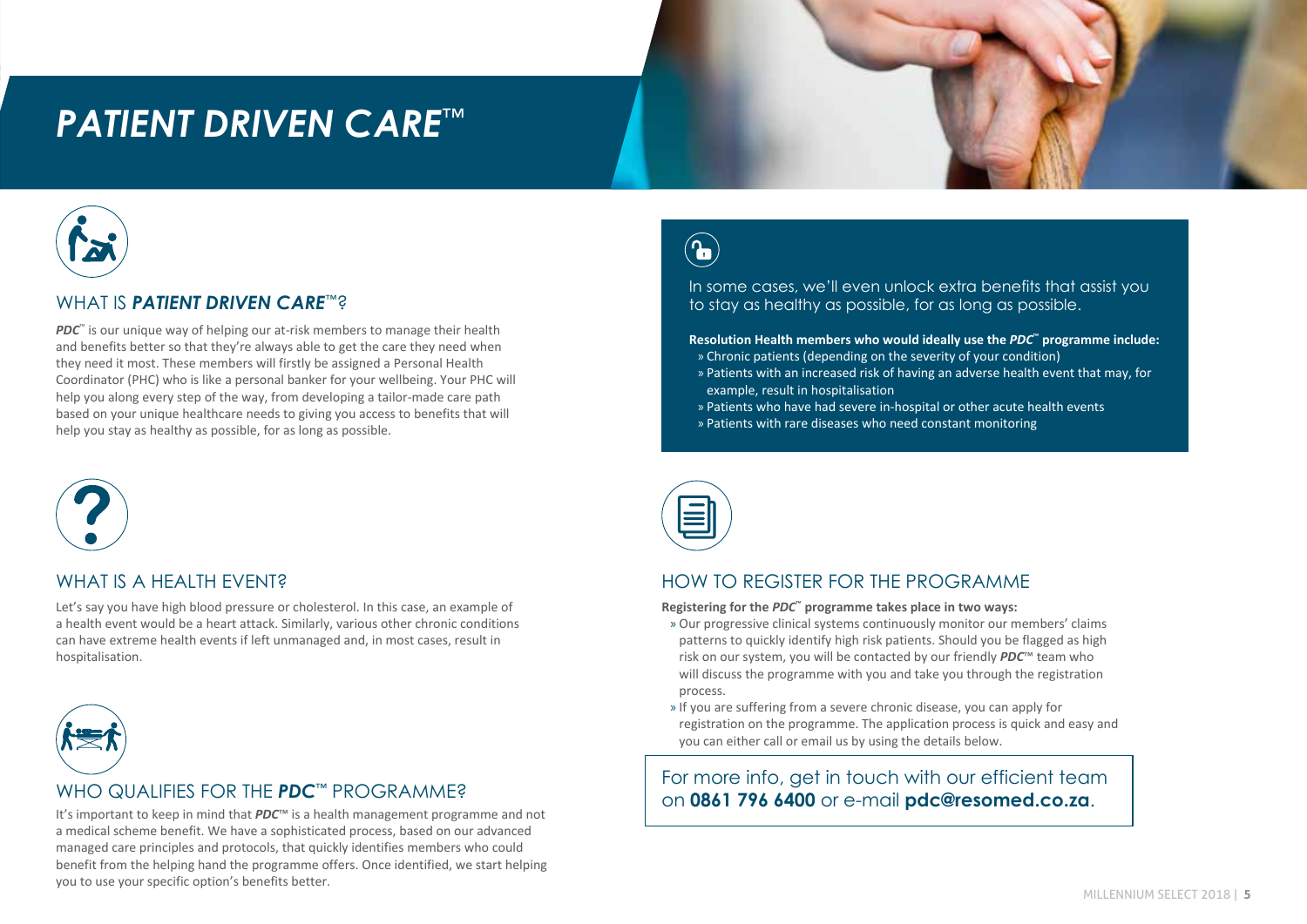# *PATIENT DRIVEN CARE*™

## WHAT IS *PATIENT DRIVEN CARE*™?

***PDC***™ is our unique way of helping our at-risk members to manage their health and benefits better so that they're always able to get the care they need when they need it most. These members will firstly be assigned a Personal Health Coordinator (PHC) who is like a personal banker for your wellbeing. Your PHC will help you along every step of the way, from developing a tailor-made care path based on your unique healthcare needs to giving you access to benefits that will help you stay as healthy as possible, for as long as possible.

## WHAT IS A HEALTH EVENT?

Let's say you have high blood pressure or cholesterol. In this case, an example of a health event would be a heart attack. Similarly, various other chronic conditions can have extreme health events if left unmanaged and, in most cases, result in hospitalisation.

## WHO QUALIFIES FOR THE *PDC*™ PROGRAMME?

It's important to keep in mind that ***PDC***™ is a health management programme and not a medical scheme benefit. We have a sophisticated process, based on our advanced managed care principles and protocols, that quickly identifies members who could benefit from the helping hand the programme offers. Once identified, we start helping you to use your specific option's benefits better.

In some cases, we'll even unlock extra benefits that assist you to stay as healthy as possible, for as long as possible.

**Resolution Health members who would ideally use the *PDC*™ programme include:**

- Chronic patients (depending on the severity of your condition)
- Patients with an increased risk of having an adverse health event that may, for example, result in hospitalisation
- Patients who have had severe in-hospital or other acute health events
- Patients with rare diseases who need constant monitoring

## HOW TO REGISTER FOR THE PROGRAMME

**Registering for the *PDC*™ programme takes place in two ways:**

- Our progressive clinical systems continuously monitor our members' claims patterns to quickly identify high risk patients. Should you be flagged as high risk on our system, you will be contacted by our friendly ***PDC***™ team who will discuss the programme with you and take you through the registration process.
- If you are suffering from a severe chronic disease, you can apply for registration on the programme. The application process is quick and easy and you can either call or email us by using the details below.

For more info, get in touch with our efficient team on **0861 796 6400** or e-mail **pdc@resomed.co.za**.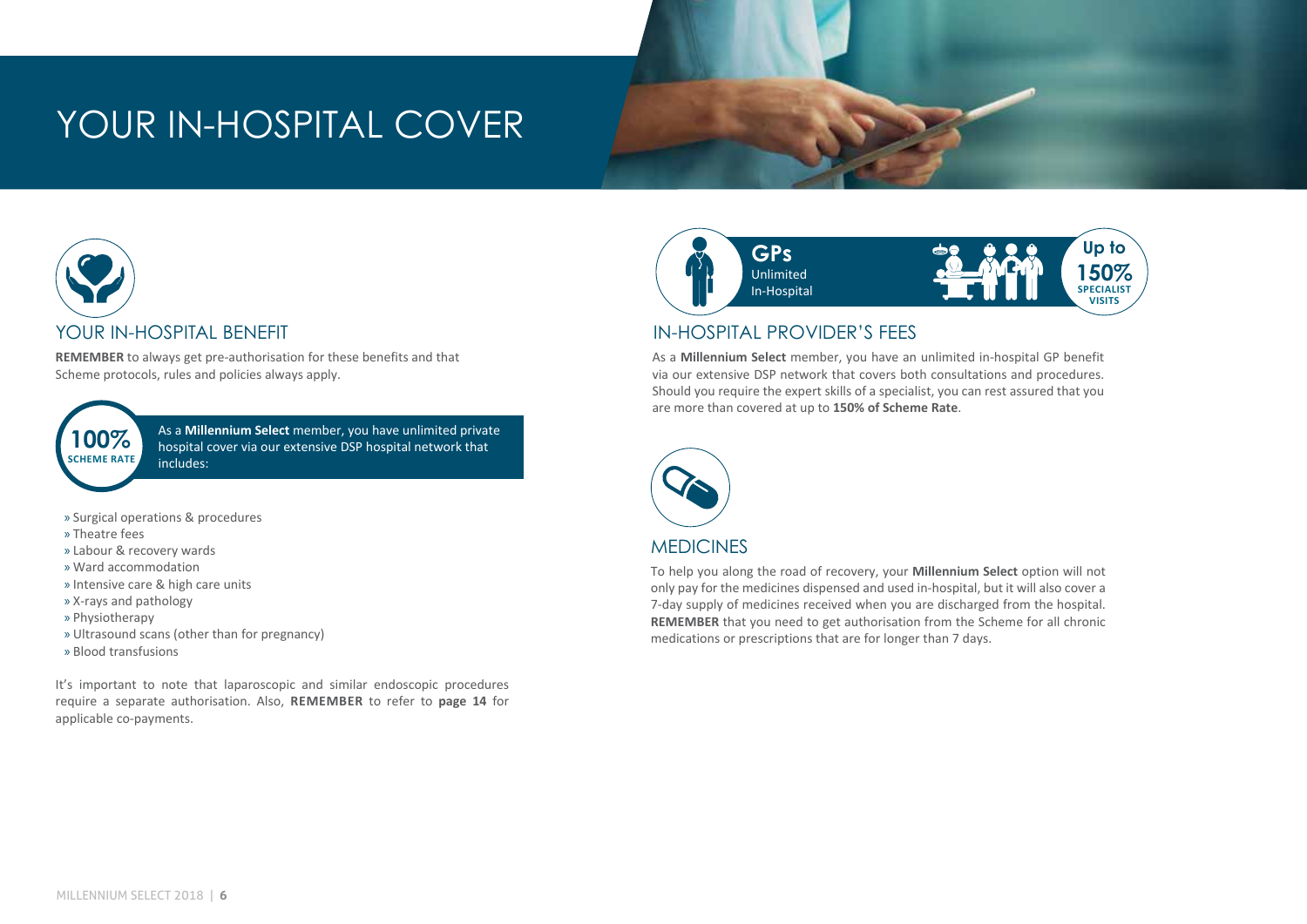# YOUR IN-HOSPITAL COVER

## YOUR IN-HOSPITAL BENEFIT

**REMEMBER** to always get pre-authorisation for these benefits and that Scheme protocols, rules and policies always apply.

**100%** SCHEME RATE

As a **Millennium Select** member, you have unlimited private hospital cover via our extensive DSP hospital network that includes:

- Surgical operations & procedures
- Theatre fees
- Labour & recovery wards
- Ward accommodation
- Intensive care & high care units
- X-rays and pathology
- Physiotherapy
- Ultrasound scans (other than for pregnancy)
- Blood transfusions

It's important to note that laparoscopic and similar endoscopic procedures require a separate authorisation. Also, **REMEMBER** to refer to **page 14** for applicable co-payments.

**GPs** Unlimited In-Hospital

**Up to 150%** SPECIALIST VISITS

## IN-HOSPITAL PROVIDER'S FEES

As a **Millennium Select** member, you have an unlimited in-hospital GP benefit via our extensive DSP network that covers both consultations and procedures. Should you require the expert skills of a specialist, you can rest assured that you are more than covered at up to **150% of Scheme Rate**.

## MEDICINES

To help you along the road of recovery, your **Millennium Select** option will not only pay for the medicines dispensed and used in-hospital, but it will also cover a 7-day supply of medicines received when you are discharged from the hospital. **REMEMBER** that you need to get authorisation from the Scheme for all chronic medications or prescriptions that are for longer than 7 days.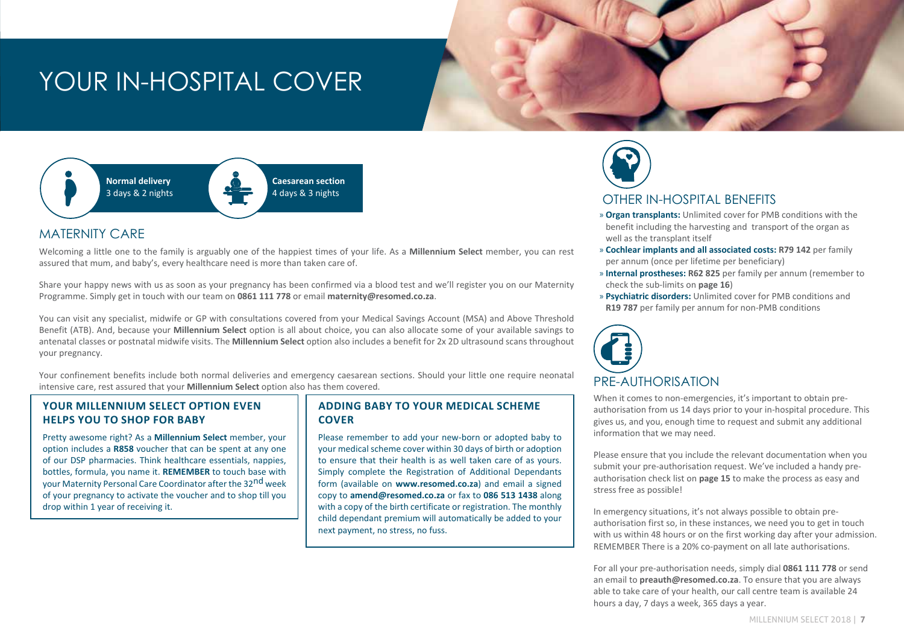# YOUR IN-HOSPITAL COVER

**Normal delivery**
3 days & 2 nights

**Caesarean section**
4 days & 3 nights

## MATERNITY CARE

Welcoming a little one to the family is arguably one of the happiest times of your life. As a **Millennium Select** member, you can rest assured that mum, and baby's, every healthcare need is more than taken care of.

Share your happy news with us as soon as your pregnancy has been confirmed via a blood test and we'll register you on our Maternity Programme. Simply get in touch with our team on **0861 111 778** or email **maternity@resomed.co.za**.

You can visit any specialist, midwife or GP with consultations covered from your Medical Savings Account (MSA) and Above Threshold Benefit (ATB). And, because your **Millennium Select** option is all about choice, you can also allocate some of your available savings to antenatal classes or postnatal midwife visits. The **Millennium Select** option also includes a benefit for 2x 2D ultrasound scans throughout your pregnancy.

Your confinement benefits include both normal deliveries and emergency caesarean sections. Should your little one require neonatal intensive care, rest assured that your **Millennium Select** option also has them covered.

### YOUR MILLENNIUM SELECT OPTION EVEN HELPS YOU TO SHOP FOR BABY

Pretty awesome right? As a **Millennium Select** member, your option includes a **R858** voucher that can be spent at any one of our DSP pharmacies. Think healthcare essentials, nappies, bottles, formula, you name it. **REMEMBER** to touch base with your Maternity Personal Care Coordinator after the 32nd week of your pregnancy to activate the voucher and to shop till you drop within 1 year of receiving it.

### ADDING BABY TO YOUR MEDICAL SCHEME COVER

Please remember to add your new-born or adopted baby to your medical scheme cover within 30 days of birth or adoption to ensure that their health is as well taken care of as yours. Simply complete the Registration of Additional Dependants form (available on **www.resomed.co.za**) and email a signed copy to **amend@resomed.co.za** or fax to **086 513 1438** along with a copy of the birth certificate or registration. The monthly child dependant premium will automatically be added to your next payment, no stress, no fuss.

## OTHER IN-HOSPITAL BENEFITS

- **Organ transplants:** Unlimited cover for PMB conditions with the benefit including the harvesting and transport of the organ as well as the transplant itself
- **Cochlear implants and all associated costs: R79 142** per family per annum (once per lifetime per beneficiary)
- **Internal prostheses: R62 825** per family per annum (remember to check the sub-limits on **page 16**)
- **Psychiatric disorders:** Unlimited cover for PMB conditions and **R19 787** per family per annum for non-PMB conditions

## PRE-AUTHORISATION

When it comes to non-emergencies, it's important to obtain pre-authorisation from us 14 days prior to your in-hospital procedure. This gives us, and you, enough time to request and submit any additional information that we may need.

Please ensure that you include the relevant documentation when you submit your pre-authorisation request. We've included a handy pre-authorisation check list on **page 15** to make the process as easy and stress free as possible!

In emergency situations, it's not always possible to obtain pre-authorisation first so, in these instances, we need you to get in touch with us within 48 hours or on the first working day after your admission. REMEMBER There is a 20% co-payment on all late authorisations.

For all your pre-authorisation needs, simply dial **0861 111 778** or send an email to **preauth@resomed.co.za**. To ensure that you are always able to take care of your health, our call centre team is available 24 hours a day, 7 days a week, 365 days a year.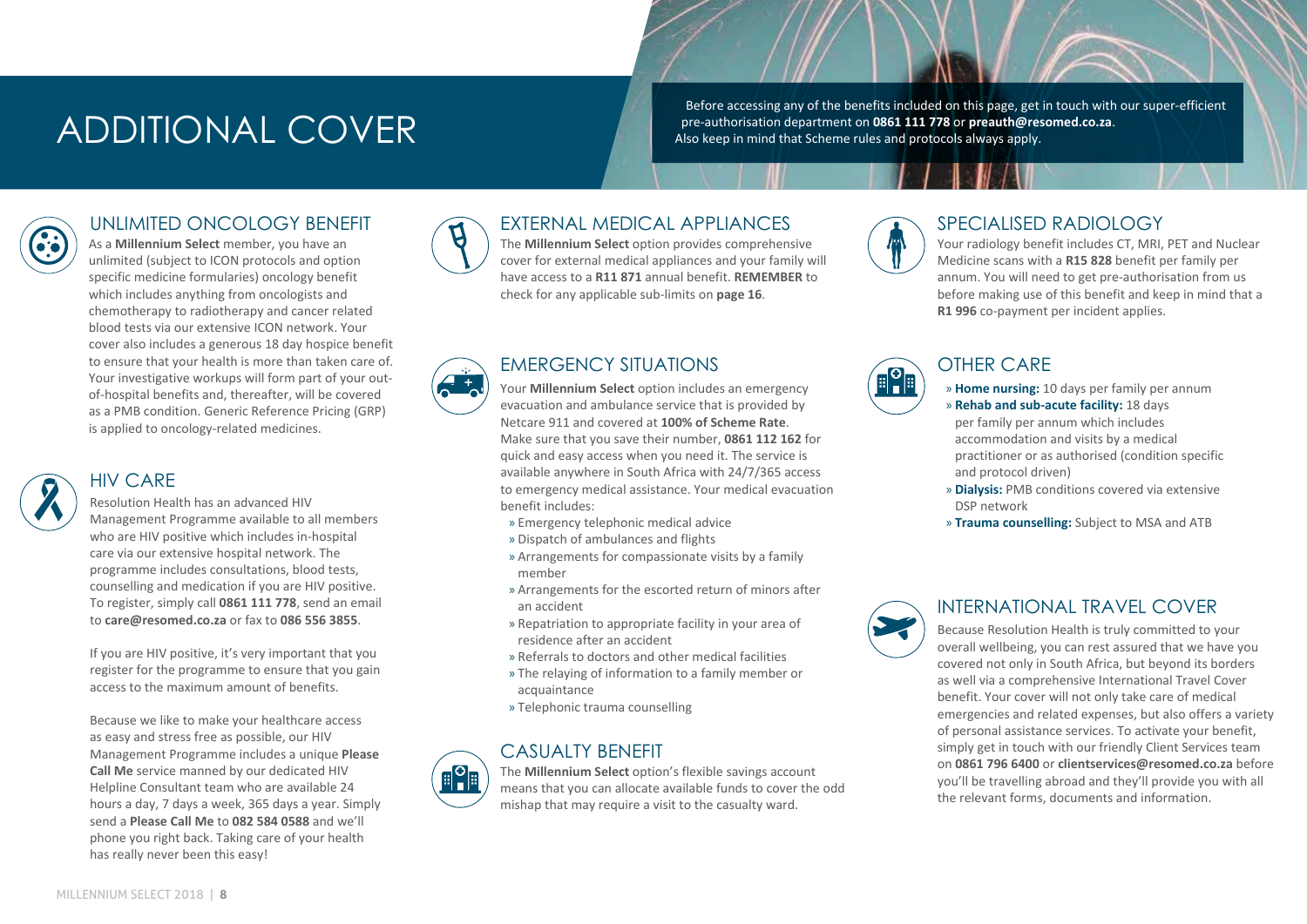# ADDITIONAL COVER

Before accessing any of the benefits included on this page, get in touch with our super-efficient pre-authorisation department on **0861 111 778** or **preauth@resomed.co.za**. Also keep in mind that Scheme rules and protocols always apply.

## UNLIMITED ONCOLOGY BENEFIT

As a **Millennium Select** member, you have an unlimited (subject to ICON protocols and option specific medicine formularies) oncology benefit which includes anything from oncologists and chemotherapy to radiotherapy and cancer related blood tests via our extensive ICON network. Your cover also includes a generous 18 day hospice benefit to ensure that your health is more than taken care of. Your investigative workups will form part of your out-of-hospital benefits and, thereafter, will be covered as a PMB condition. Generic Reference Pricing (GRP) is applied to oncology-related medicines.

## HIV CARE

Resolution Health has an advanced HIV Management Programme available to all members who are HIV positive which includes in-hospital care via our extensive hospital network. The programme includes consultations, blood tests, counselling and medication if you are HIV positive. To register, simply call **0861 111 778**, send an email to **care@resomed.co.za** or fax to **086 556 3855**.

If you are HIV positive, it's very important that you register for the programme to ensure that you gain access to the maximum amount of benefits.

Because we like to make your healthcare access as easy and stress free as possible, our HIV Management Programme includes a unique **Please Call Me** service manned by our dedicated HIV Helpline Consultant team who are available 24 hours a day, 7 days a week, 365 days a year. Simply send a **Please Call Me** to **082 584 0588** and we'll phone you right back. Taking care of your health has really never been this easy!

## EXTERNAL MEDICAL APPLIANCES

The **Millennium Select** option provides comprehensive cover for external medical appliances and your family will have access to a **R11 871** annual benefit. **REMEMBER** to check for any applicable sub-limits on **page 16**.

## EMERGENCY SITUATIONS

Your **Millennium Select** option includes an emergency evacuation and ambulance service that is provided by Netcare 911 and covered at **100% of Scheme Rate**. Make sure that you save their number, **0861 112 162** for quick and easy access when you need it. The service is available anywhere in South Africa with 24/7/365 access to emergency medical assistance. Your medical evacuation benefit includes:

- Emergency telephonic medical advice
- Dispatch of ambulances and flights
- Arrangements for compassionate visits by a family member
- Arrangements for the escorted return of minors after an accident
- Repatriation to appropriate facility in your area of residence after an accident
- Referrals to doctors and other medical facilities
- The relaying of information to a family member or acquaintance
- Telephonic trauma counselling

## CASUALTY BENEFIT

The **Millennium Select** option's flexible savings account means that you can allocate available funds to cover the odd mishap that may require a visit to the casualty ward.

## SPECIALISED RADIOLOGY

Your radiology benefit includes CT, MRI, PET and Nuclear Medicine scans with a **R15 828** benefit per family per annum. You will need to get pre-authorisation from us before making use of this benefit and keep in mind that a **R1 996** co-payment per incident applies.

## OTHER CARE

- **Home nursing:** 10 days per family per annum
- **Rehab and sub-acute facility:** 18 days per family per annum which includes accommodation and visits by a medical practitioner or as authorised (condition specific and protocol driven)
- **Dialysis:** PMB conditions covered via extensive DSP network
- **Trauma counselling:** Subject to MSA and ATB

## INTERNATIONAL TRAVEL COVER

Because Resolution Health is truly committed to your overall wellbeing, you can rest assured that we have you covered not only in South Africa, but beyond its borders as well via a comprehensive International Travel Cover benefit. Your cover will not only take care of medical emergencies and related expenses, but also offers a variety of personal assistance services. To activate your benefit, simply get in touch with our friendly Client Services team on **0861 796 6400** or **clientservices@resomed.co.za** before you'll be travelling abroad and they'll provide you with all the relevant forms, documents and information.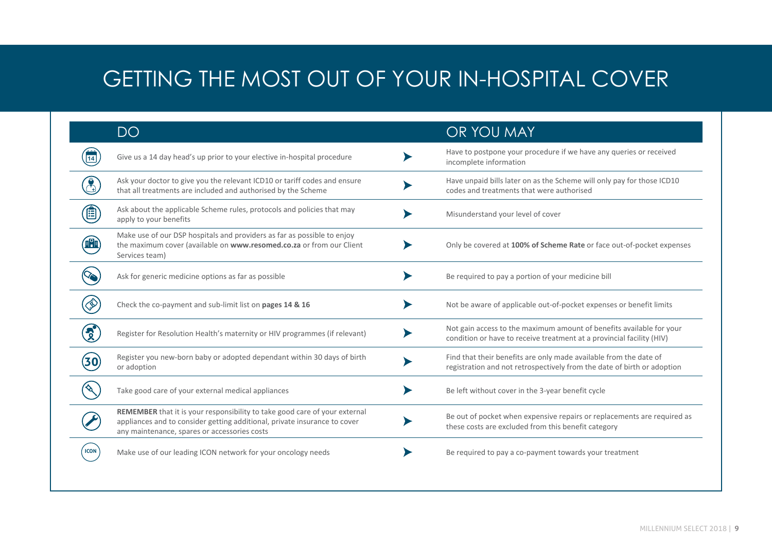# GETTING THE MOST OUT OF YOUR IN-HOSPITAL COVER

| DO | OR YOU MAY |
|---|---|
| Give us a 14 day head's up prior to your elective in-hospital procedure | Have to postpone your procedure if we have any queries or received incomplete information |
| Ask your doctor to give you the relevant ICD10 or tariff codes and ensure that all treatments are included and authorised by the Scheme | Have unpaid bills later on as the Scheme will only pay for those ICD10 codes and treatments that were authorised |
| Ask about the applicable Scheme rules, protocols and policies that may apply to your benefits | Misunderstand your level of cover |
| Make use of our DSP hospitals and providers as far as possible to enjoy the maximum cover (available on **www.resomed.co.za** or from our Client Services team) | Only be covered at **100% of Scheme Rate** or face out-of-pocket expenses |
| Ask for generic medicine options as far as possible | Be required to pay a portion of your medicine bill |
| Check the co-payment and sub-limit list on **pages 14 & 16** | Not be aware of applicable out-of-pocket expenses or benefit limits |
| Register for Resolution Health's maternity or HIV programmes (if relevant) | Not gain access to the maximum amount of benefits available for your condition or have to receive treatment at a provincial facility (HIV) |
| Register you new-born baby or adopted dependant within 30 days of birth or adoption | Find that their benefits are only made available from the date of registration and not retrospectively from the date of birth or adoption |
| Take good care of your external medical appliances | Be left without cover in the 3-year benefit cycle |
| **REMEMBER** that it is your responsibility to take good care of your external appliances and to consider getting additional, private insurance to cover any maintenance, spares or accessories costs | Be out of pocket when expensive repairs or replacements are required as these costs are excluded from this benefit category |
| Make use of our leading ICON network for your oncology needs | Be required to pay a co-payment towards your treatment |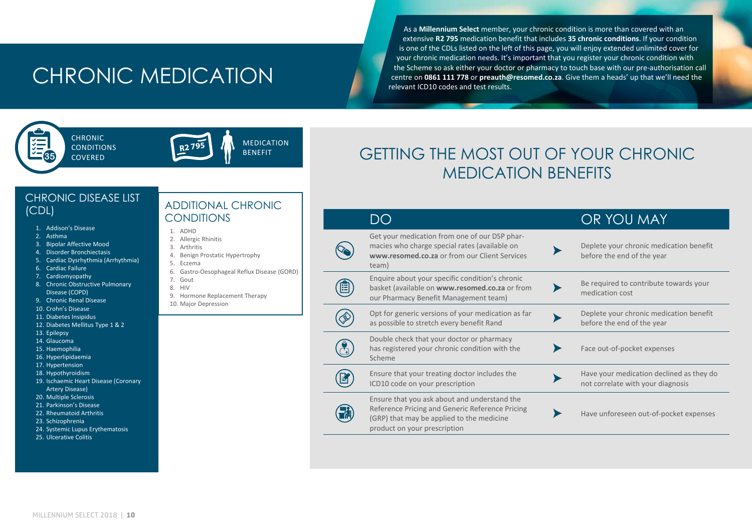# CHRONIC MEDICATION

As a **Millennium Select** member, your chronic condition is more than covered with an extensive **R2 795** medication benefit that includes **35 chronic conditions**. If your condition is one of the CDLs listed on the left of this page, you will enjoy extended unlimited cover for your chronic medication needs. It's important that you register your chronic condition with the Scheme so ask either your doctor or pharmacy to touch base with our pre-authorisation call centre on **0861 111 778** or **preauth@resomed.co.za**. Give them a heads' up that we'll need the relevant ICD10 codes and test results.

35 CHRONIC CONDITIONS COVERED

R2 795 MEDICATION BENEFIT

## CHRONIC DISEASE LIST (CDL)

1. Addison's Disease
2. Asthma
3. Bipolar Affective Mood
4. Disorder Bronchiectasis
5. Cardiac Dysrhythmia (Arrhythmia)
6. Cardiac Failure
7. Cardiomyopathy
8. Chronic Obstructive Pulmonary Disease (COPD)
9. Chronic Renal Disease
10. Crohn's Disease
11. Diabetes Insipidus
12. Diabetes Mellitus Type 1 & 2
13. Epilepsy
14. Glaucoma
15. Haemophilia
16. Hyperlipidaemia
17. Hypertension
18. Hypothyroidism
19. Ischaemic Heart Disease (Coronary Artery Disease)
20. Multiple Sclerosis
21. Parkinson's Disease
22. Rheumatoid Arthritis
23. Schizophrenia
24. Systemic Lupus Erythematosis
25. Ulcerative Colitis

## ADDITIONAL CHRONIC CONDITIONS

1. ADHD
2. Allergic Rhinitis
3. Arthritis
4. Benign Prostatic Hypertrophy
5. Eczema
6. Gastro-Oesophageal Reflux Disease (GORD)
7. Gout
8. HIV
9. Hormone Replacement Therapy
10. Major Depression

## GETTING THE MOST OUT OF YOUR CHRONIC MEDICATION BENEFITS

| DO | OR YOU MAY |
|---|---|
| Get your medication from one of our DSP pharmacies who charge special rates (available on **www.resomed.co.za** or from our Client Services team) | Deplete your chronic medication benefit before the end of the year |
| Enquire about your specific condition's chronic basket (available on **www.resomed.co.za** or from our Pharmacy Benefit Management team) | Be required to contribute towards your medication cost |
| Opt for generic versions of your medication as far as possible to stretch every benefit Rand | Deplete your chronic medication benefit before the end of the year |
| Double check that your doctor or pharmacy has registered your chronic condition with the Scheme | Face out-of-pocket expenses |
| Ensure that your treating doctor includes the ICD10 code on your prescription | Have your medication declined as they do not correlate with your diagnosis |
| Ensure that you ask about and understand the Reference Pricing and Generic Reference Pricing (GRP) that may be applied to the medicine product on your prescription | Have unforeseen out-of-pocket expenses |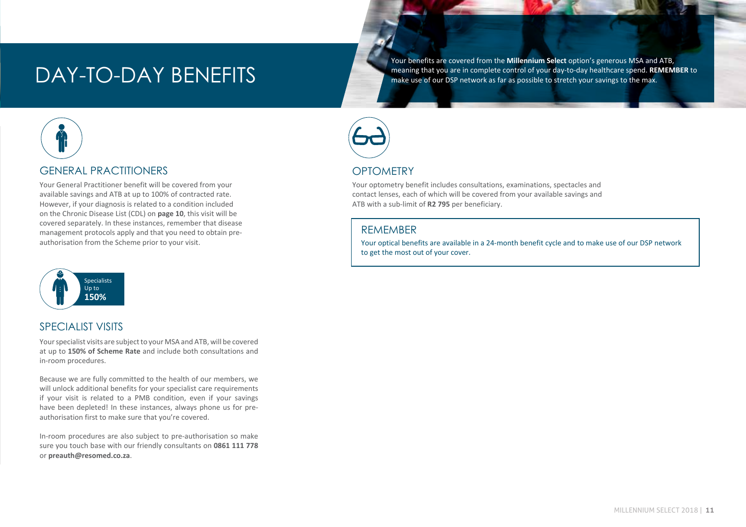# DAY-TO-DAY BENEFITS

Your benefits are covered from the **Millennium Select** option's generous MSA and ATB, meaning that you are in complete control of your day-to-day healthcare spend. **REMEMBER** to make use of our DSP network as far as possible to stretch your savings to the max.

## GENERAL PRACTITIONERS

Your General Practitioner benefit will be covered from your available savings and ATB at up to 100% of contracted rate. However, if your diagnosis is related to a condition included on the Chronic Disease List (CDL) on **page 10**, this visit will be covered separately. In these instances, remember that disease management protocols apply and that you need to obtain pre-authorisation from the Scheme prior to your visit.

Specialists Up to **150%**

## SPECIALIST VISITS

Your specialist visits are subject to your MSA and ATB, will be covered at up to **150% of Scheme Rate** and include both consultations and in-room procedures.

Because we are fully committed to the health of our members, we will unlock additional benefits for your specialist care requirements if your visit is related to a PMB condition, even if your savings have been depleted! In these instances, always phone us for pre-authorisation first to make sure that you're covered.

In-room procedures are also subject to pre-authorisation so make sure you touch base with our friendly consultants on **0861 111 778** or **preauth@resomed.co.za**.

## OPTOMETRY

Your optometry benefit includes consultations, examinations, spectacles and contact lenses, each of which will be covered from your available savings and ATB with a sub-limit of **R2 795** per beneficiary.

### REMEMBER

Your optical benefits are available in a 24-month benefit cycle and to make use of our DSP network to get the most out of your cover.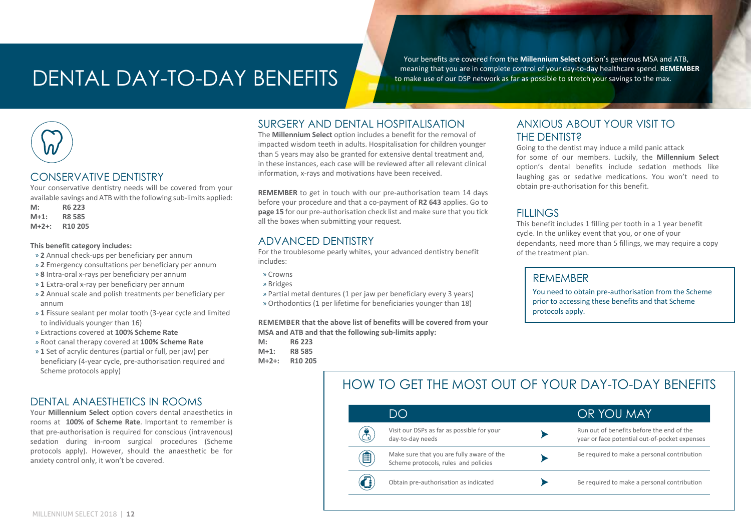# DENTAL DAY-TO-DAY BENEFITS

Your benefits are covered from the **Millennium Select** option's generous MSA and ATB, meaning that you are in complete control of your day-to-day healthcare spend. **REMEMBER** to make use of our DSP network as far as possible to stretch your savings to the max.

## CONSERVATIVE DENTISTRY

Your conservative dentistry needs will be covered from your available savings and ATB with the following sub-limits applied:

| | |
|---|---|
| M: | **R6 223** |
| M+1: | **R8 585** |
| M+2+: | **R10 205** |

**This benefit category includes:**

- **2** Annual check-ups per beneficiary per annum
- **2** Emergency consultations per beneficiary per annum
- **8** Intra-oral x-rays per beneficiary per annum
- **1** Extra-oral x-ray per beneficiary per annum
- **2** Annual scale and polish treatments per beneficiary per annum
- **1** Fissure sealant per molar tooth (3-year cycle and limited to individuals younger than 16)
- Extractions covered at **100% Scheme Rate**
- Root canal therapy covered at **100% Scheme Rate**
- **1** Set of acrylic dentures (partial or full, per jaw) per beneficiary (4-year cycle, pre-authorisation required and Scheme protocols apply)

## DENTAL ANAESTHETICS IN ROOMS

Your **Millennium Select** option covers dental anaesthetics in rooms at **100% of Scheme Rate**. Important to remember is that pre-authorisation is required for conscious (intravenous) sedation during in-room surgical procedures (Scheme protocols apply). However, should the anaesthetic be for anxiety control only, it won't be covered.

## SURGERY AND DENTAL HOSPITALISATION

The **Millennium Select** option includes a benefit for the removal of impacted wisdom teeth in adults. Hospitalisation for children younger than 5 years may also be granted for extensive dental treatment and, in these instances, each case will be reviewed after all relevant clinical information, x-rays and motivations have been received.

**REMEMBER** to get in touch with our pre-authorisation team 14 days before your procedure and that a co-payment of **R2 643** applies. Go to **page 15** for our pre-authorisation check list and make sure that you tick all the boxes when submitting your request.

## ADVANCED DENTISTRY

For the troublesome pearly whites, your advanced dentistry benefit includes:

- Crowns
- Bridges
- Partial metal dentures (1 per jaw per beneficiary every 3 years)
- Orthodontics (1 per lifetime for beneficiaries younger than 18)

**REMEMBER that the above list of benefits will be covered from your MSA and ATB and that the following sub-limits apply:**

| | |
|---|---|
| M: | **R6 223** |
| M+1: | **R8 585** |
| M+2+: | **R10 205** |

## ANXIOUS ABOUT YOUR VISIT TO THE DENTIST?

Going to the dentist may induce a mild panic attack for some of our members. Luckily, the **Millennium Select** option's dental benefits include sedation methods like laughing gas or sedative medications. You won't need to obtain pre-authorisation for this benefit.

## FILLINGS

This benefit includes 1 filling per tooth in a 1 year benefit cycle. In the unlikey event that you, or one of your dependants, need more than 5 fillings, we may require a copy of the treatment plan.

### REMEMBER

You need to obtain pre-authorisation from the Scheme prior to accessing these benefits and that Scheme protocols apply.

## HOW TO GET THE MOST OUT OF YOUR DAY-TO-DAY BENEFITS

| DO | OR YOU MAY |
|---|---|
| Visit our DSPs as far as possible for your day-to-day needs | Run out of benefits before the end of the year or face potential out-of-pocket expenses |
| Make sure that you are fully aware of the Scheme protocols, rules and policies | Be required to make a personal contribution |
| Obtain pre-authorisation as indicated | Be required to make a personal contribution |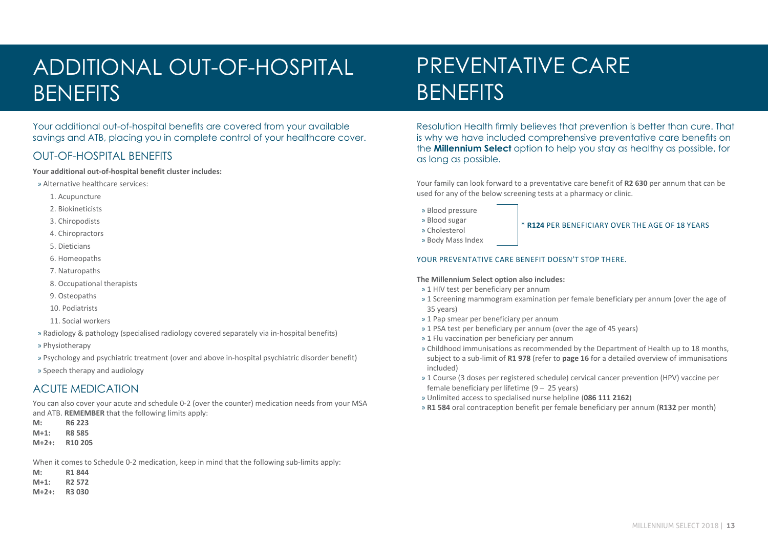# ADDITIONAL OUT-OF-HOSPITAL BENEFITS

Your additional out-of-hospital benefits are covered from your available savings and ATB, placing you in complete control of your healthcare cover.

## OUT-OF-HOSPITAL BENEFITS

**Your additional out-of-hospital benefit cluster includes:**

- Alternative healthcare services:
  1. Acupuncture
  2. Biokineticists
  3. Chiropodists
  4. Chiropractors
  5. Dieticians
  6. Homeopaths
  7. Naturopaths
  8. Occupational therapists
  9. Osteopaths
  10. Podiatrists
  11. Social workers
- Radiology & pathology (specialised radiology covered separately via in-hospital benefits)
- Physiotherapy
- Psychology and psychiatric treatment (over and above in-hospital psychiatric disorder benefit)
- Speech therapy and audiology

## ACUTE MEDICATION

You can also cover your acute and schedule 0-2 (over the counter) medication needs from your MSA and ATB. **REMEMBER** that the following limits apply:

**M:** **R6 223**
**M+1:** **R8 585**
**M+2+:** **R10 205**

When it comes to Schedule 0-2 medication, keep in mind that the following sub-limits apply:

**M:** **R1 844**
**M+1:** **R2 572**
**M+2+:** **R3 030**

# PREVENTATIVE CARE BENEFITS

Resolution Health firmly believes that prevention is better than cure. That is why we have included comprehensive preventative care benefits on the **Millennium Select** option to help you stay as healthy as possible, for as long as possible.

Your family can look forward to a preventative care benefit of **R2 630** per annum that can be used for any of the below screening tests at a pharmacy or clinic.

- Blood pressure
- Blood sugar
- Cholesterol
- Body Mass Index

\* **R124** PER BENEFICIARY OVER THE AGE OF 18 YEARS

YOUR PREVENTATIVE CARE BENEFIT DOESN'T STOP THERE.

**The Millennium Select option also includes:**

- 1 HIV test per beneficiary per annum
- 1 Screening mammogram examination per female beneficiary per annum (over the age of 35 years)
- 1 Pap smear per beneficiary per annum
- 1 PSA test per beneficiary per annum (over the age of 45 years)
- 1 Flu vaccination per beneficiary per annum
- Childhood immunisations as recommended by the Department of Health up to 18 months, subject to a sub-limit of **R1 978** (refer to **page 16** for a detailed overview of immunisations included)
- 1 Course (3 doses per registered schedule) cervical cancer prevention (HPV) vaccine per female beneficiary per lifetime (9 – 25 years)
- Unlimited access to specialised nurse helpline (**086 111 2162**)
- **R1 584** oral contraception benefit per female beneficiary per annum (**R132** per month)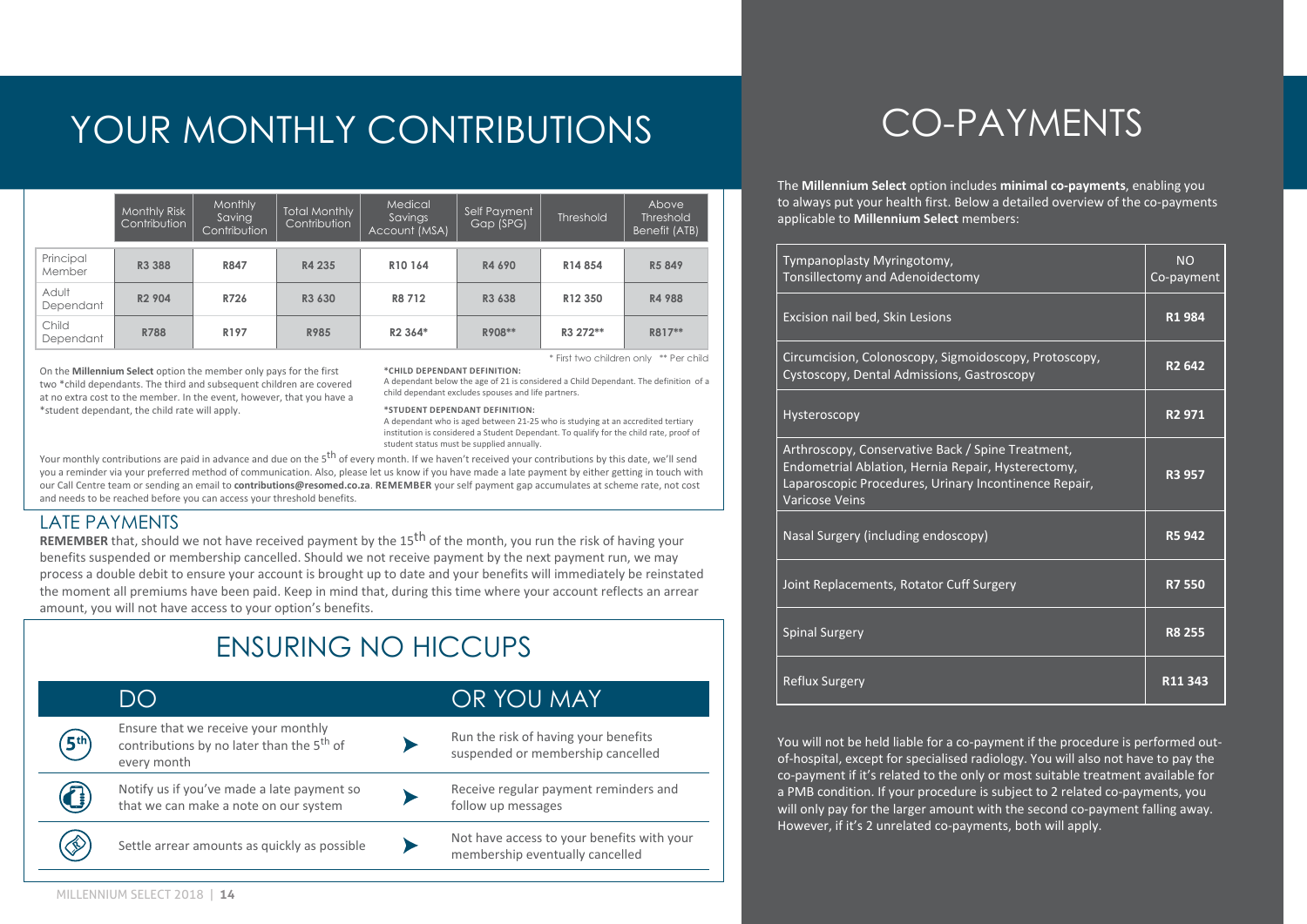# YOUR MONTHLY CONTRIBUTIONS

| | Monthly Risk Contribution | Monthly Saving Contribution | Total Monthly Contribution | Medical Savings Account (MSA) | Self Payment Gap (SPG) | Threshold | Above Threshold Benefit (ATB) |
|---|---|---|---|---|---|---|---|
| Principal Member | R3 388 | R847 | R4 235 | R10 164 | R4 690 | R14 854 | R5 849 |
| Adult Dependant | R2 904 | R726 | R3 630 | R8 712 | R3 638 | R12 350 | R4 988 |
| Child Dependant | R788 | R197 | R985 | R2 364* | R908** | R3 272** | R817** |

\* First two children only ** Per child

On the **Millennium Select** option the member only pays for the first two *child dependants. The third and subsequent children are covered at no extra cost to the member. In the event, however, that you have a *student dependant, the child rate will apply.

**\*CHILD DEPENDANT DEFINITION:**
A dependant below the age of 21 is considered a Child Dependant. The definition of a child dependant excludes spouses and life partners.

**\*STUDENT DEPENDANT DEFINITION:**
A dependant who is aged between 21-25 who is studying at an accredited tertiary institution is considered a Student Dependant. To qualify for the child rate, proof of student status must be supplied annually.

Your monthly contributions are paid in advance and due on the 5th of every month. If we haven't received your contributions by this date, we'll send you a reminder via your preferred method of communication. Also, please let us know if you have made a late payment by either getting in touch with our Call Centre team or sending an email to **contributions@resomed.co.za**. **REMEMBER** your self payment gap accumulates at scheme rate, not cost and needs to be reached before you can access your threshold benefits.

## LATE PAYMENTS

**REMEMBER** that, should we not have received payment by the 15th of the month, you run the risk of having your benefits suspended or membership cancelled. Should we not receive payment by the next payment run, we may process a double debit to ensure your account is brought up to date and your benefits will immediately be reinstated the moment all premiums have been paid. Keep in mind that, during this time where your account reflects an arrear amount, you will not have access to your option's benefits.

## ENSURING NO HICCUPS

| DO | OR YOU MAY |
|---|---|
| Ensure that we receive your monthly contributions by no later than the 5th of every month | Run the risk of having your benefits suspended or membership cancelled |
| Notify us if you've made a late payment so that we can make a note on our system | Receive regular payment reminders and follow up messages |
| Settle arrear amounts as quickly as possible | Not have access to your benefits with your membership eventually cancelled |

# CO-PAYMENTS

The **Millennium Select** option includes **minimal co-payments**, enabling you to always put your health first. Below a detailed overview of the co-payments applicable to **Millennium Select** members:

| Procedure | Co-payment |
|---|---|
| Tympanoplasty Myringotomy, Tonsillectomy and Adenoidectomy | NO Co-payment |
| Excision nail bed, Skin Lesions | R1 984 |
| Circumcision, Colonoscopy, Sigmoidoscopy, Protoscopy, Cystoscopy, Dental Admissions, Gastroscopy | R2 642 |
| Hysteroscopy | R2 971 |
| Arthroscopy, Conservative Back / Spine Treatment, Endometrial Ablation, Hernia Repair, Hysterectomy, Laparoscopic Procedures, Urinary Incontinence Repair, Varicose Veins | R3 957 |
| Nasal Surgery (including endoscopy) | R5 942 |
| Joint Replacements, Rotator Cuff Surgery | R7 550 |
| Spinal Surgery | R8 255 |
| Reflux Surgery | R11 343 |

You will not be held liable for a co-payment if the procedure is performed out-of-hospital, except for specialised radiology. You will also not have to pay the co-payment if it's related to the only or most suitable treatment available for a PMB condition. If your procedure is subject to 2 related co-payments, you will only pay for the larger amount with the second co-payment falling away. However, if it's 2 unrelated co-payments, both will apply.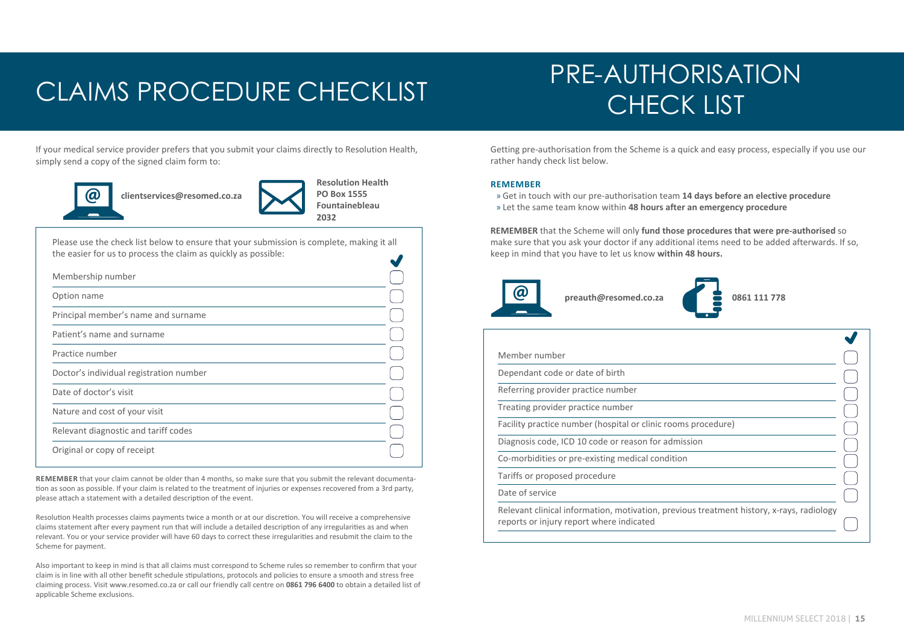# CLAIMS PROCEDURE CHECKLIST

If your medical service provider prefers that you submit your claims directly to Resolution Health, simply send a copy of the signed claim form to:

**clientservices@resomed.co.za**

**Resolution Health**
**PO Box 1555**
**Fountainebleau**
**2032**

Please use the check list below to ensure that your submission is complete, making it all the easier for us to process the claim as quickly as possible:

| | ✔ |
|---|---|
| Membership number | ☐ |
| Option name | ☐ |
| Principal member's name and surname | ☐ |
| Patient's name and surname | ☐ |
| Practice number | ☐ |
| Doctor's individual registration number | ☐ |
| Date of doctor's visit | ☐ |
| Nature and cost of your visit | ☐ |
| Relevant diagnostic and tariff codes | ☐ |
| Original or copy of receipt | ☐ |

**REMEMBER** that your claim cannot be older than 4 months, so make sure that you submit the relevant documentation as soon as possible. If your claim is related to the treatment of injuries or expenses recovered from a 3rd party, please attach a statement with a detailed description of the event.

Resolution Health processes claims payments twice a month or at our discretion. You will receive a comprehensive claims statement after every payment run that will include a detailed description of any irregularities as and when relevant. You or your service provider will have 60 days to correct these irregularities and resubmit the claim to the Scheme for payment.

Also important to keep in mind is that all claims must correspond to Scheme rules so remember to confirm that your claim is in line with all other benefit schedule stipulations, protocols and policies to ensure a smooth and stress free claiming process. Visit www.resomed.co.za or call our friendly call centre on **0861 796 6400** to obtain a detailed list of applicable Scheme exclusions.

# PRE-AUTHORISATION CHECK LIST

Getting pre-authorisation from the Scheme is a quick and easy process, especially if you use our rather handy check list below.

**REMEMBER**

- Get in touch with our pre-authorisation team **14 days before an elective procedure**
- Let the same team know within **48 hours after an emergency procedure**

**REMEMBER** that the Scheme will only **fund those procedures that were pre-authorised** so make sure that you ask your doctor if any additional items need to be added afterwards. If so, keep in mind that you have to let us know **within 48 hours.**

**preauth@resomed.co.za**

**0861 111 778**

| | ✔ |
|---|---|
| Member number | ☐ |
| Dependant code or date of birth | ☐ |
| Referring provider practice number | ☐ |
| Treating provider practice number | ☐ |
| Facility practice number (hospital or clinic rooms procedure) | ☐ |
| Diagnosis code, ICD 10 code or reason for admission | ☐ |
| Co-morbidities or pre-existing medical condition | ☐ |
| Tariffs or proposed procedure | ☐ |
| Date of service | ☐ |
| Relevant clinical information, motivation, previous treatment history, x-rays, radiology reports or injury report where indicated | ☐ |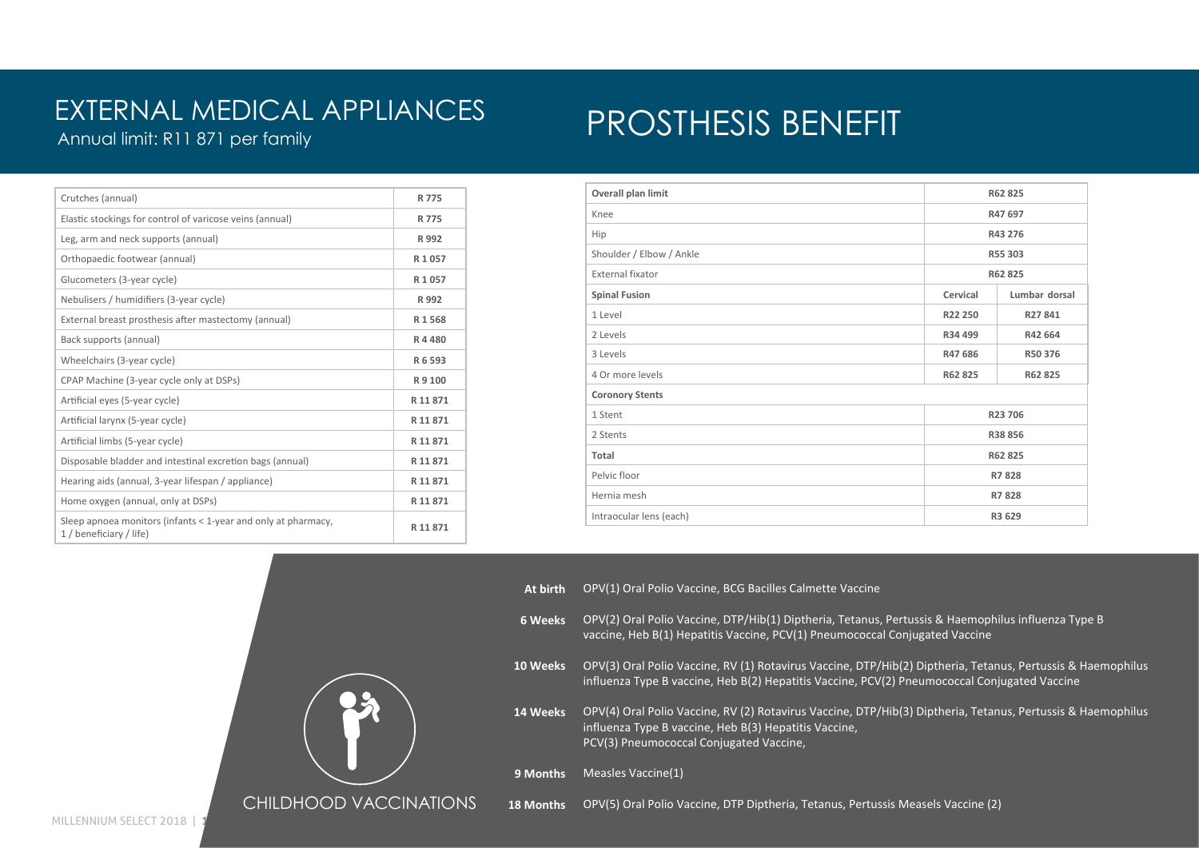# EXTERNAL MEDICAL APPLIANCES

Annual limit: R11 871 per family

| Crutches (annual) | R 775 |
|---|---|
| Elastic stockings for control of varicose veins (annual) | R 775 |
| Leg, arm and neck supports (annual) | R 992 |
| Orthopaedic footwear (annual) | R 1 057 |
| Glucometers (3-year cycle) | R 1 057 |
| Nebulisers / humidifiers (3-year cycle) | R 992 |
| External breast prosthesis after mastectomy (annual) | R 1 568 |
| Back supports (annual) | R 4 480 |
| Wheelchairs (3-year cycle) | R 6 593 |
| CPAP Machine (3-year cycle only at DSPs) | R 9 100 |
| Artificial eyes (5-year cycle) | R 11 871 |
| Artificial larynx (5-year cycle) | R 11 871 |
| Artificial limbs (5-year cycle) | R 11 871 |
| Disposable bladder and intestinal excretion bags (annual) | R 11 871 |
| Hearing aids (annual, 3-year lifespan / appliance) | R 11 871 |
| Home oxygen (annual, only at DSPs) | R 11 871 |
| Sleep apnoea monitors (infants < 1-year and only at pharmacy, 1 / beneficiary / life) | R 11 871 |

# PROSTHESIS BENEFIT

| **Overall plan limit** | R62 825 | |
|---|---|---|
| Knee | R47 697 | |
| Hip | R43 276 | |
| Shoulder / Elbow / Ankle | R55 303 | |
| External fixator | R62 825 | |
| **Spinal Fusion** | **Cervical** | **Lumbar dorsal** |
| 1 Level | R22 250 | R27 841 |
| 2 Levels | R34 499 | R42 664 |
| 3 Levels | R47 686 | R50 376 |
| 4 Or more levels | R62 825 | R62 825 |
| **Corony Stents** | | |
| 1 Stent | R23 706 | |
| 2 Stents | R38 856 | |
| **Total** | R62 825 | |
| Pelvic floor | R7 828 | |
| Hernia mesh | R7 828 | |
| Intraocular lens (each) | R3 629 | |

# CHILDHOOD VACCINATIONS

**At birth** OPV(1) Oral Polio Vaccine, BCG Bacilles Calmette Vaccine

**6 Weeks** OPV(2) Oral Polio Vaccine, DTP/Hib(1) Diptheria, Tetanus, Pertussis & Haemophilus influenza Type B vaccine, Heb B(1) Hepatitis Vaccine, PCV(1) Pneumococcal Conjugated Vaccine

**10 Weeks** OPV(3) Oral Polio Vaccine, RV (1) Rotavirus Vaccine, DTP/Hib(2) Diptheria, Tetanus, Pertussis & Haemophilus influenza Type B vaccine, Heb B(2) Hepatitis Vaccine, PCV(2) Pneumococcal Conjugated Vaccine

**14 Weeks** OPV(4) Oral Polio Vaccine, RV (2) Rotavirus Vaccine, DTP/Hib(3) Diptheria, Tetanus, Pertussis & Haemophilus influenza Type B vaccine, Heb B(3) Hepatitis Vaccine, PCV(3) Pneumococcal Conjugated Vaccine,

**9 Months** Measles Vaccine(1)

**18 Months** OPV(5) Oral Polio Vaccine, DTP Diptheria, Tetanus, Pertussis Measels Vaccine (2)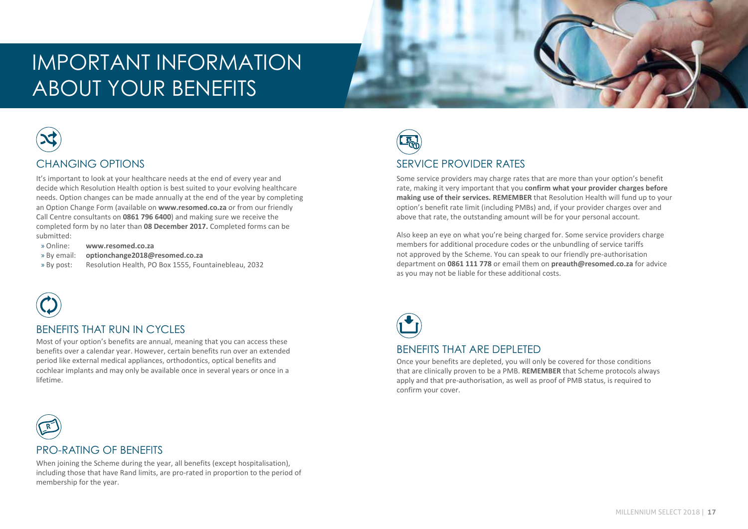# IMPORTANT INFORMATION ABOUT YOUR BENEFITS

## CHANGING OPTIONS

It's important to look at your healthcare needs at the end of every year and decide which Resolution Health option is best suited to your evolving healthcare needs. Option changes can be made annually at the end of the year by completing an Option Change Form (available on **www.resomed.co.za** or from our friendly Call Centre consultants on **0861 796 6400**) and making sure we receive the completed form by no later than **08 December 2017.** Completed forms can be submitted:

- » Online: **www.resomed.co.za**
- » By email: **optionchange2018@resomed.co.za**
- » By post: Resolution Health, PO Box 1555, Fountainebleau, 2032

## BENEFITS THAT RUN IN CYCLES

Most of your option's benefits are annual, meaning that you can access these benefits over a calendar year. However, certain benefits run over an extended period like external medical appliances, orthodontics, optical benefits and cochlear implants and may only be available once in several years or once in a lifetime.

## PRO-RATING OF BENEFITS

When joining the Scheme during the year, all benefits (except hospitalisation), including those that have Rand limits, are pro-rated in proportion to the period of membership for the year.

## SERVICE PROVIDER RATES

Some service providers may charge rates that are more than your option's benefit rate, making it very important that you **confirm what your provider charges before making use of their services. REMEMBER** that Resolution Health will fund up to your option's benefit rate limit (including PMBs) and, if your provider charges over and above that rate, the outstanding amount will be for your personal account.

Also keep an eye on what you're being charged for. Some service providers charge members for additional procedure codes or the unbundling of service tariffs not approved by the Scheme. You can speak to our friendly pre-authorisation department on **0861 111 778** or email them on **preauth@resomed.co.za** for advice as you may not be liable for these additional costs.

## BENEFITS THAT ARE DEPLETED

Once your benefits are depleted, you will only be covered for those conditions that are clinically proven to be a PMB. **REMEMBER** that Scheme protocols always apply and that pre-authorisation, as well as proof of PMB status, is required to confirm your cover.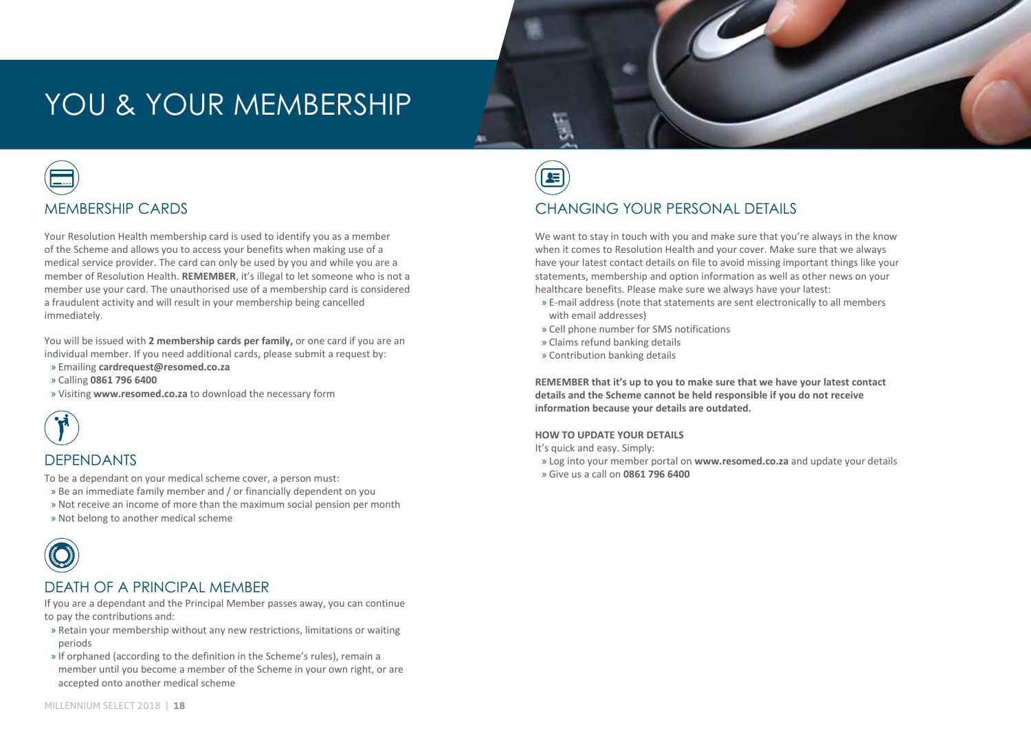# YOU & YOUR MEMBERSHIP

## MEMBERSHIP CARDS

Your Resolution Health membership card is used to identify you as a member of the Scheme and allows you to access your benefits when making use of a medical service provider. The card can only be used by you and while you are a member of Resolution Health. **REMEMBER**, it's illegal to let someone who is not a member use your card. The unauthorised use of a membership card is considered a fraudulent activity and will result in your membership being cancelled immediately.

You will be issued with **2 membership cards per family,** or one card if you are an individual member. If you need additional cards, please submit a request by:

- Emailing **cardrequest@resomed.co.za**
- Calling **0861 796 6400**
- Visiting **www.resomed.co.za** to download the necessary form

## DEPENDANTS

To be a dependant on your medical scheme cover, a person must:

- Be an immediate family member and / or financially dependent on you
- Not receive an income of more than the maximum social pension per month
- Not belong to another medical scheme

## DEATH OF A PRINCIPAL MEMBER

If you are a dependant and the Principal Member passes away, you can continue to pay the contributions and:

- Retain your membership without any new restrictions, limitations or waiting periods
- If orphaned (according to the definition in the Scheme's rules), remain a member until you become a member of the Scheme in your own right, or are accepted onto another medical scheme

## CHANGING YOUR PERSONAL DETAILS

We want to stay in touch with you and make sure that you're always in the know when it comes to Resolution Health and your cover. Make sure that we always have your latest contact details on file to avoid missing important things like your statements, membership and option information as well as other news on your healthcare benefits. Please make sure we always have your latest:

- E-mail address (note that statements are sent electronically to all members with email addresses)
- Cell phone number for SMS notifications
- Claims refund banking details
- Contribution banking details

**REMEMBER that it's up to you to make sure that we have your latest contact details and the Scheme cannot be held responsible if you do not receive information because your details are outdated.**

**HOW TO UPDATE YOUR DETAILS**

It's quick and easy. Simply:

- Log into your member portal on **www.resomed.co.za** and update your details
- Give us a call on **0861 796 6400**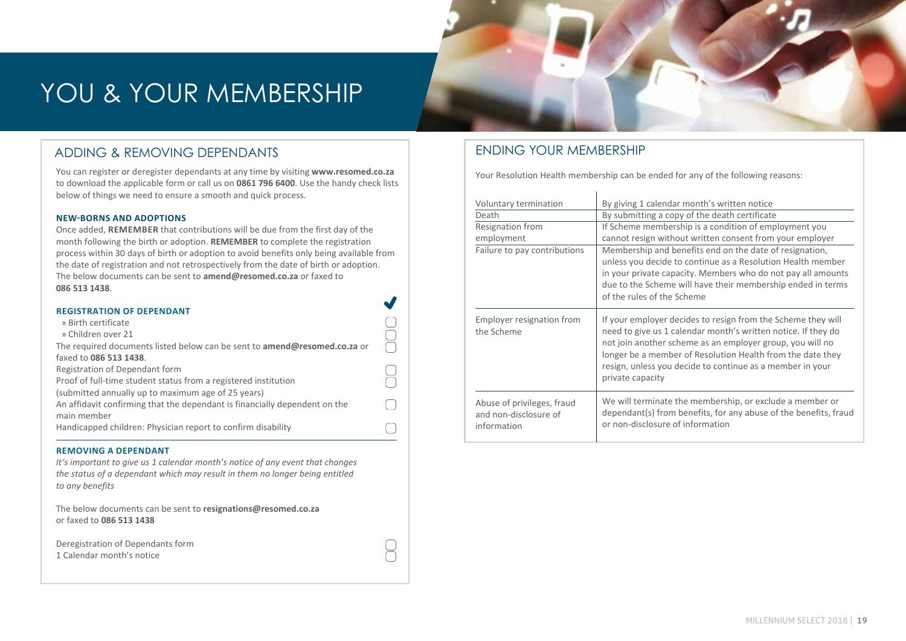# YOU & YOUR MEMBERSHIP

## ADDING & REMOVING DEPENDANTS

You can register or deregister dependants at any time by visiting **www.resomed.co.za** to download the applicable form or call us on **0861 796 6400**. Use the handy check lists below of things we need to ensure a smooth and quick process.

### NEW-BORNS AND ADOPTIONS

Once added, **REMEMBER** that contributions will be due from the first day of the month following the birth or adoption. **REMEMBER** to complete the registration process within 30 days of birth or adoption to avoid benefits only being available from the date of registration and not retrospectively from the date of birth or adoption. The below documents can be sent to **amend@resomed.co.za** or faxed to **086 513 1438**.

### REGISTRATION OF DEPENDANT

- » Birth certificate ☐
- » Children over 21 ☐

The required documents listed below can be sent to **amend@resomed.co.za** or faxed to **086 513 1438**. ☐

- Registration of Dependant form ☐
- Proof of full-time student status from a registered institution (submitted annually up to maximum age of 25 years) ☐
- An affidavit confirming that the dependant is financially dependent on the main member ☐
- Handicapped children: Physician report to confirm disability ☐

### REMOVING A DEPENDANT

*It's important to give us 1 calendar month's notice of any event that changes the status of a dependant which may result in them no longer being entitled to any benefits*

The below documents can be sent to **resignations@resomed.co.za** or faxed to **086 513 1438**

- Deregistration of Dependants form ☐
- 1 Calendar month's notice ☐

## ENDING YOUR MEMBERSHIP

Your Resolution Health membership can be ended for any of the following reasons:

| | |
|---|---|
| Voluntary termination | By giving 1 calendar month's written notice |
| Death | By submitting a copy of the death certificate |
| Resignation from employment | If Scheme membership is a condition of employment you cannot resign without written consent from your employer |
| Failure to pay contributions | Membership and benefits end on the date of resignation, unless you decide to continue as a Resolution Health member in your private capacity. Members who do not pay all amounts due to the Scheme will have their membership ended in terms of the rules of the Scheme |
| Employer resignation from the Scheme | If your employer decides to resign from the Scheme they will need to give us 1 calendar month's written notice. If they do not join another scheme as an employer group, you will no longer be a member of Resolution Health from the date they resign, unless you decide to continue as a member in your private capacity |
| Abuse of privileges, fraud and non-disclosure of information | We will terminate the membership, or exclude a member or dependant(s) from benefits, for any abuse of the benefits, fraud or non-disclosure of information |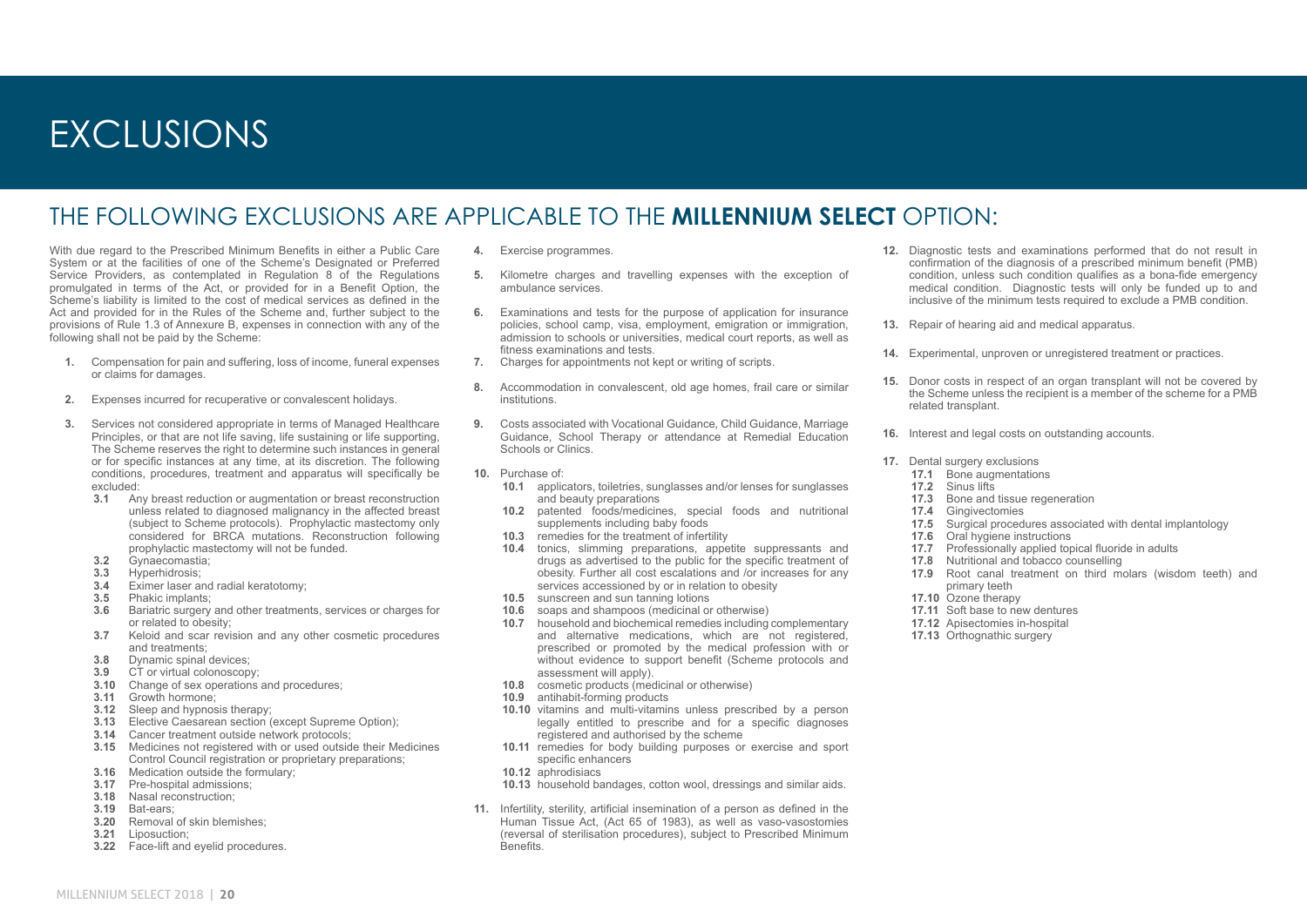# EXCLUSIONS

## THE FOLLOWING EXCLUSIONS ARE APPLICABLE TO THE **MILLENNIUM SELECT** OPTION:

With due regard to the Prescribed Minimum Benefits in either a Public Care System or at the facilities of one of the Scheme's Designated or Preferred Service Providers, as contemplated in Regulation 8 of the Regulations promulgated in terms of the Act, or provided for in a Benefit Option, the Scheme's liability is limited to the cost of medical services as defined in the Act and provided for in the Rules of the Scheme and, further subject to the provisions of Rule 1.3 of Annexure B, expenses in connection with any of the following shall not be paid by the Scheme:

1. Compensation for pain and suffering, loss of income, funeral expenses or claims for damages.
2. Expenses incurred for recuperative or convalescent holidays.
3. Services not considered appropriate in terms of Managed Healthcare Principles, or that are not life saving, life sustaining or life supporting. The Scheme reserves the right to determine such instances in general or for specific instances at any time, at its discretion. The following conditions, procedures, treatment and apparatus will specifically be excluded:
   - **3.1** Any breast reduction or augmentation or breast reconstruction unless related to diagnosed malignancy in the affected breast (subject to Scheme protocols). Prophylactic mastectomy only considered for BRCA mutations. Reconstruction following prophylactic mastectomy will not be funded.
   - **3.2** Gynaecomastia;
   - **3.3** Hyperhidrosis;
   - **3.4** Eximer laser and radial keratotomy;
   - **3.5** Phakic implants;
   - **3.6** Bariatric surgery and other treatments, services or charges for or related to obesity;
   - **3.7** Keloid and scar revision and any other cosmetic procedures and treatments;
   - **3.8** Dynamic spinal devices;
   - **3.9** CT or virtual colonoscopy;
   - **3.10** Change of sex operations and procedures;
   - **3.11** Growth hormone;
   - **3.12** Sleep and hypnosis therapy;
   - **3.13** Elective Caesarean section (except Supreme Option);
   - **3.14** Cancer treatment outside network protocols;
   - **3.15** Medicines not registered with or used outside their Medicines Control Council registration or proprietary preparations;
   - **3.16** Medication outside the formulary;
   - **3.17** Pre-hospital admissions;
   - **3.18** Nasal reconstruction;
   - **3.19** Bat-ears;
   - **3.20** Removal of skin blemishes;
   - **3.21** Liposuction;
   - **3.22** Face-lift and eyelid procedures.
4. Exercise programmes.
5. Kilometre charges and travelling expenses with the exception of ambulance services.
6. Examinations and tests for the purpose of application for insurance policies, school camp, visa, employment, emigration or immigration, admission to schools or universities, medical court reports, as well as fitness examinations and tests.
7. Charges for appointments not kept or writing of scripts.
8. Accommodation in convalescent, old age homes, frail care or similar institutions.
9. Costs associated with Vocational Guidance, Child Guidance, Marriage Guidance, School Therapy or attendance at Remedial Education Schools or Clinics.
10. Purchase of:
    - **10.1** applicators, toiletries, sunglasses and/or lenses for sunglasses and beauty preparations
    - **10.2** patented foods/medicines, special foods and nutritional supplements including baby foods
    - **10.3** remedies for the treatment of infertility
    - **10.4** tonics, slimming preparations, appetite suppressants and drugs as advertised to the public for the specific treatment of obesity. Further all cost escalations and /or increases for any services accessioned by or in relation to obesity
    - **10.5** sunscreen and sun tanning lotions
    - **10.6** soaps and shampoos (medicinal or otherwise)
    - **10.7** household and biochemical remedies including complementary and alternative medications, which are not registered, prescribed or promoted by the medical profession with or without evidence to support benefit (Scheme protocols and assessment will apply).
    - **10.8** cosmetic products (medicinal or otherwise)
    - **10.9** antihabit-forming products
    - **10.10** vitamins and multi-vitamins unless prescribed by a person legally entitled to prescribe and for a specific diagnoses registered and authorised by the scheme
    - **10.11** remedies for body building purposes or exercise and sport specific enhancers
    - **10.12** aphrodisiacs
    - **10.13** household bandages, cotton wool, dressings and similar aids.
11. Infertility, sterility, artificial insemination of a person as defined in the Human Tissue Act, (Act 65 of 1983), as well as vaso-vasostomies (reversal of sterilisation procedures), subject to Prescribed Minimum Benefits.
12. Diagnostic tests and examinations performed that do not result in confirmation of the diagnosis of a prescribed minimum benefit (PMB) condition, unless such condition qualifies as a bona-fide emergency medical condition. Diagnostic tests will only be funded up to and inclusive of the minimum tests required to exclude a PMB condition.
13. Repair of hearing aid and medical apparatus.
14. Experimental, unproven or unregistered treatment or practices.
15. Donor costs in respect of an organ transplant will not be covered by the Scheme unless the recipient is a member of the scheme for a PMB related transplant.
16. Interest and legal costs on outstanding accounts.
17. Dental surgery exclusions
    - **17.1** Bone augmentations
    - **17.2** Sinus lifts
    - **17.3** Bone and tissue regeneration
    - **17.4** Gingivectomies
    - **17.5** Surgical procedures associated with dental implantology
    - **17.6** Oral hygiene instructions
    - **17.7** Professionally applied topical fluoride in adults
    - **17.8** Nutritional and tobacco counselling
    - **17.9** Root canal treatment on third molars (wisdom teeth) and primary teeth
    - **17.10** Ozone therapy
    - **17.11** Soft base to new dentures
    - **17.12** Apisectomies in-hospital
    - **17.13** Orthognathic surgery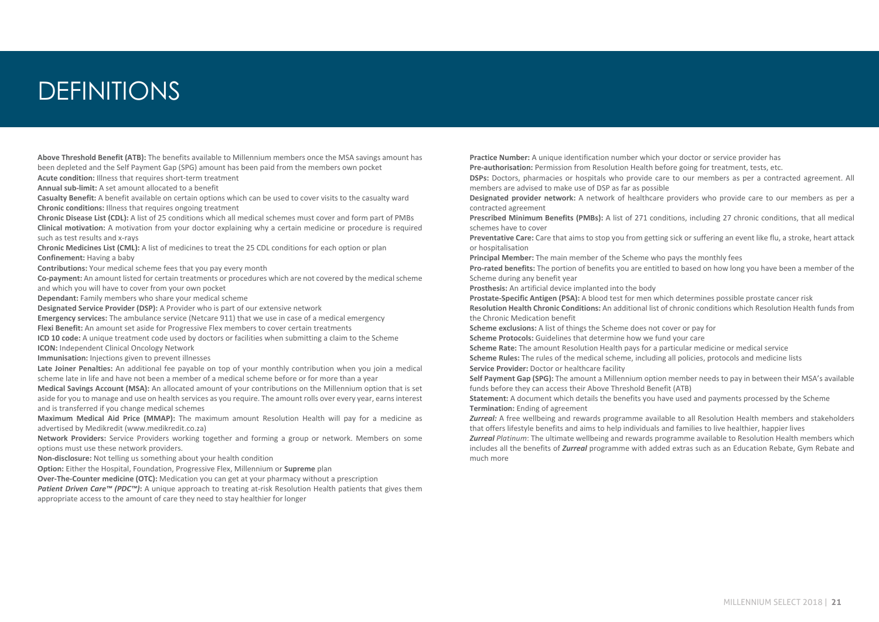# DEFINITIONS

**Above Threshold Benefit (ATB):** The benefits available to Millennium members once the MSA savings amount has been depleted and the Self Payment Gap (SPG) amount has been paid from the members own pocket

**Acute condition:** Illness that requires short-term treatment

**Annual sub-limit:** A set amount allocated to a benefit

**Casualty Benefit:** A benefit available on certain options which can be used to cover visits to the casualty ward

**Chronic conditions:** Illness that requires ongoing treatment

**Chronic Disease List (CDL):** A list of 25 conditions which all medical schemes must cover and form part of PMBs

**Clinical motivation:** A motivation from your doctor explaining why a certain medicine or procedure is required such as test results and x-rays

**Chronic Medicines List (CML):** A list of medicines to treat the 25 CDL conditions for each option or plan

**Confinement:** Having a baby

**Contributions:** Your medical scheme fees that you pay every month

**Co-payment:** An amount listed for certain treatments or procedures which are not covered by the medical scheme and which you will have to cover from your own pocket

**Dependant:** Family members who share your medical scheme

**Designated Service Provider (DSP):** A Provider who is part of our extensive network

**Emergency services:** The ambulance service (Netcare 911) that we use in case of a medical emergency

**Flexi Benefit:** An amount set aside for Progressive Flex members to cover certain treatments

**ICD 10 code:** A unique treatment code used by doctors or facilities when submitting a claim to the Scheme

**ICON:** Independent Clinical Oncology Network

**Immunisation:** Injections given to prevent illnesses

**Late Joiner Penalties:** An additional fee payable on top of your monthly contribution when you join a medical scheme late in life and have not been a member of a medical scheme before or for more than a year

**Medical Savings Account (MSA):** An allocated amount of your contributions on the Millennium option that is set aside for you to manage and use on health services as you require. The amount rolls over every year, earns interest and is transferred if you change medical schemes

**Maximum Medical Aid Price (MMAP):** The maximum amount Resolution Health will pay for a medicine as advertised by Medikredit (www.medikredit.co.za)

**Network Providers:** Service Providers working together and forming a group or network. Members on some options must use these network providers.

**Non-disclosure:** Not telling us something about your health condition

**Option:** Either the Hospital, Foundation, Progressive Flex, Millennium or **Supreme** plan

**Over-The-Counter medicine (OTC):** Medication you can get at your pharmacy without a prescription

***Patient Driven Care™ (PDC™):*** A unique approach to treating at-risk Resolution Health patients that gives them appropriate access to the amount of care they need to stay healthier for longer

**Practice Number:** A unique identification number which your doctor or service provider has

**Pre-authorisation:** Permission from Resolution Health before going for treatment, tests, etc.

**DSPs:** Doctors, pharmacies or hospitals who provide care to our members as per a contracted agreement. All members are advised to make use of DSP as far as possible

**Designated provider network:** A network of healthcare providers who provide care to our members as per a contracted agreement

**Prescribed Minimum Benefits (PMBs):** A list of 271 conditions, including 27 chronic conditions, that all medical schemes have to cover

**Preventative Care:** Care that aims to stop you from getting sick or suffering an event like flu, a stroke, heart attack or hospitalisation

**Principal Member:** The main member of the Scheme who pays the monthly fees

**Pro-rated benefits:** The portion of benefits you are entitled to based on how long you have been a member of the Scheme during any benefit year

**Prosthesis:** An artificial device implanted into the body

**Prostate-Specific Antigen (PSA):** A blood test for men which determines possible prostate cancer risk

**Resolution Health Chronic Conditions:** An additional list of chronic conditions which Resolution Health funds from the Chronic Medication benefit

**Scheme exclusions:** A list of things the Scheme does not cover or pay for

**Scheme Protocols:** Guidelines that determine how we fund your care

**Scheme Rate:** The amount Resolution Health pays for a particular medicine or medical service

**Scheme Rules:** The rules of the medical scheme, including all policies, protocols and medicine lists

**Service Provider:** Doctor or healthcare facility

**Self Payment Gap (SPG):** The amount a Millennium option member needs to pay in between their MSA's available funds before they can access their Above Threshold Benefit (ATB)

**Statement:** A document which details the benefits you have used and payments processed by the Scheme

**Termination:** Ending of agreement

***Zurreal:*** A free wellbeing and rewards programme available to all Resolution Health members and stakeholders that offers lifestyle benefits and aims to help individuals and families to live healthier, happier lives

***Zurreal*** *Platinum*: The ultimate wellbeing and rewards programme available to Resolution Health members which includes all the benefits of ***Zurreal*** programme with added extras such as an Education Rebate, Gym Rebate and much more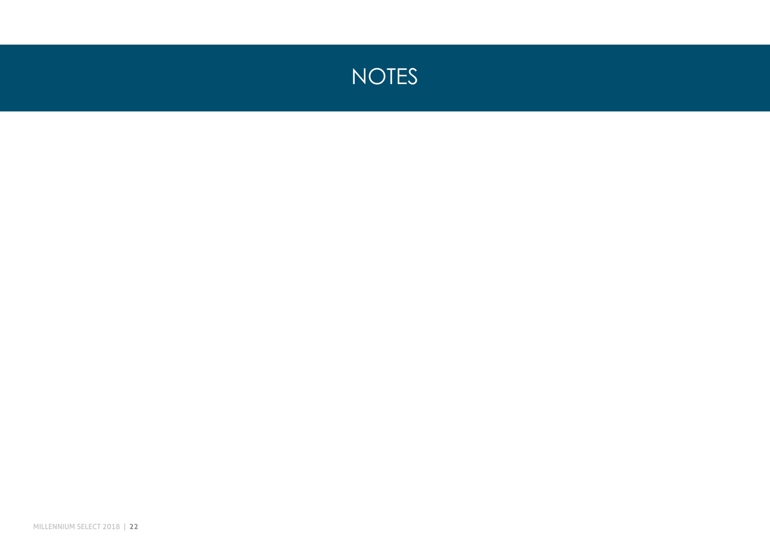# NOTES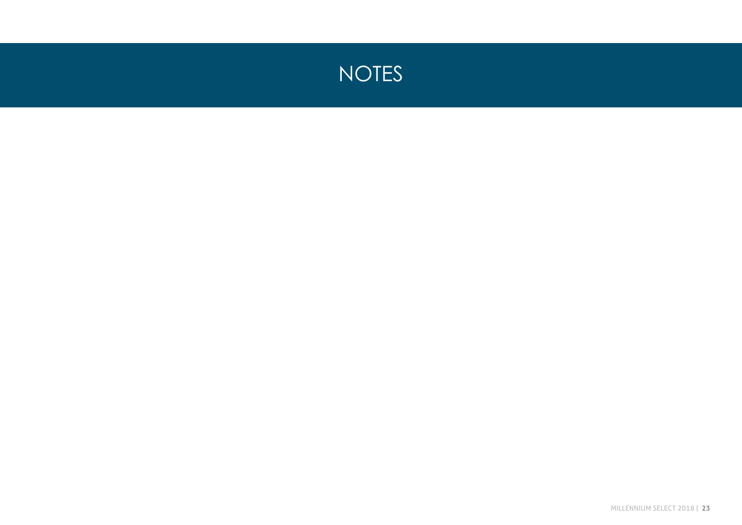# NOTES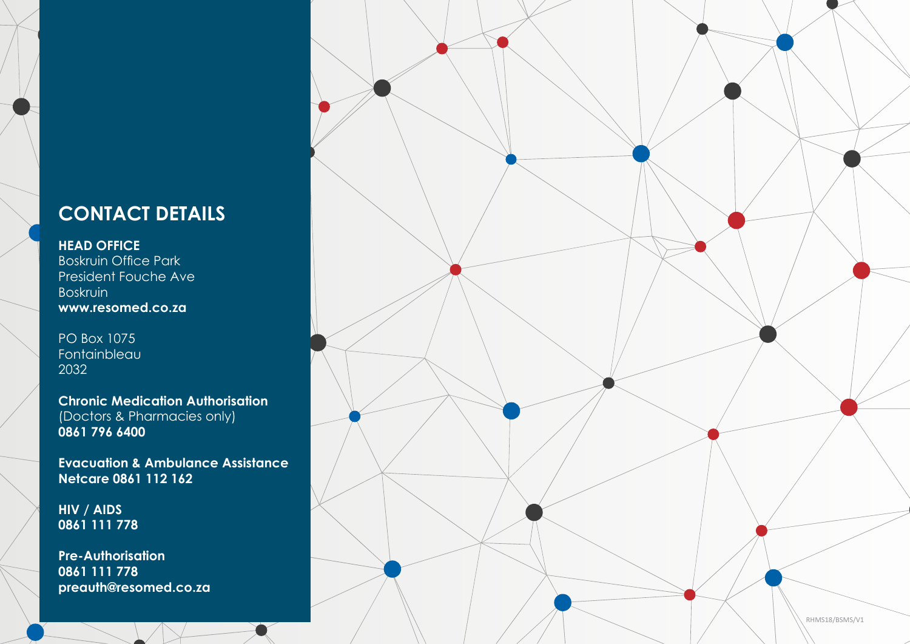## CONTACT DETAILS

**HEAD OFFICE**
Boskruin Office Park
President Fouche Ave
Boskruin
**www.resomed.co.za**

PO Box 1075
Fontainbleau
2032

**Chronic Medication Authorisation**
(Doctors & Pharmacies only)
**0861 796 6400**

**Evacuation & Ambulance Assistance**
**Netcare 0861 112 162**

**HIV / AIDS**
**0861 111 778**

**Pre-Authorisation**
**0861 111 778**
**preauth@resomed.co.za**

RHMS18/BSMS/V1